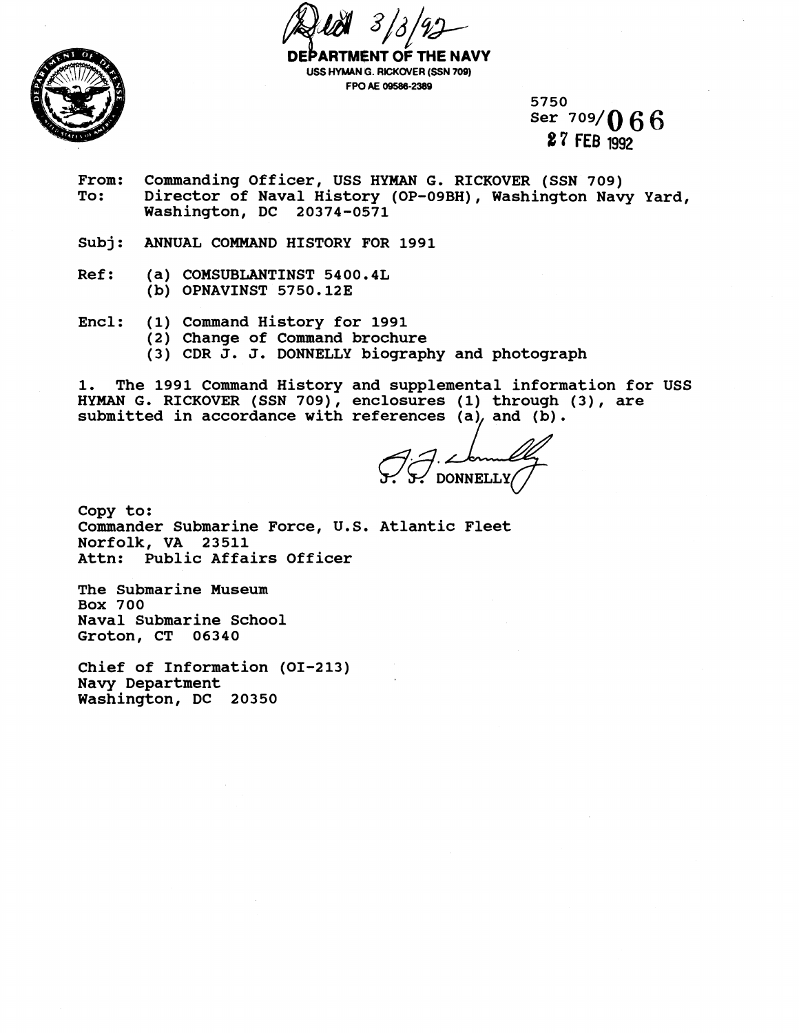Recd 3/3/92

**DEPARTMENT OF THE NAVY**
USS HYMAN G. RICKOVER (SSN 709)
FPO AE 09586-2389

5750
Ser 709/066
27 FEB 1992

From: Commanding Officer, USS HYMAN G. RICKOVER (SSN 709)
To: Director of Naval History (OP-09BH), Washington Navy Yard, Washington, DC 20374-0571

Subj: ANNUAL COMMAND HISTORY FOR 1991

Ref: (a) COMSUBLANTINST 5400.4L
(b) OPNAVINST 5750.12E

Encl: (1) Command History for 1991
(2) Change of Command brochure
(3) CDR J. J. DONNELLY biography and photograph

1. The 1991 Command History and supplemental information for USS HYMAN G. RICKOVER (SSN 709), enclosures (1) through (3), are submitted in accordance with references (a), and (b).

J. J. DONNELLY

Copy to:
Commander Submarine Force, U.S. Atlantic Fleet
Norfolk, VA 23511
Attn: Public Affairs Officer

The Submarine Museum
Box 700
Naval Submarine School
Groton, CT 06340

Chief of Information (OI-213)
Navy Department
Washington, DC 20350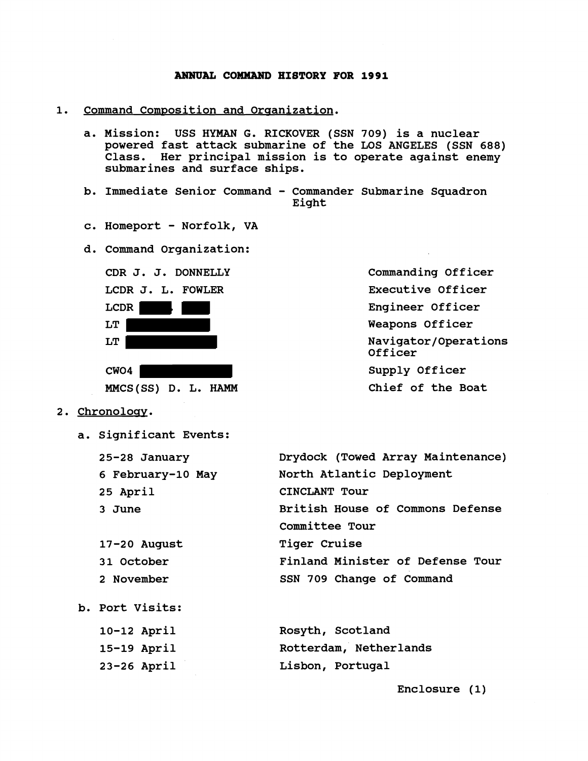**ANNUAL COMMAND HISTORY FOR 1991**

1. Command Composition and Organization.

   a. Mission: USS HYMAN G. RICKOVER (SSN 709) is a nuclear powered fast attack submarine of the LOS ANGELES (SSN 688) Class. Her principal mission is to operate against enemy submarines and surface ships.

   b. Immediate Senior Command - Commander Submarine Squadron Eight

   c. Homeport - Norfolk, VA

   d. Command Organization:

| | |
|---|---|
| CDR J. J. DONNELLY | Commanding Officer |
| LCDR J. L. FOWLER | Executive Officer |
| LCDR [redacted] | Engineer Officer |
| LT [redacted] | Weapons Officer |
| LT [redacted] | Navigator/Operations Officer |
| CWO4 [redacted] | Supply Officer |
| MMCS(SS) D. L. HAMM | Chief of the Boat |

2. Chronology.

   a. Significant Events:

| | |
|---|---|
| 25-28 January | Drydock (Towed Array Maintenance) |
| 6 February-10 May | North Atlantic Deployment |
| 25 April | CINCLANT Tour |
| 3 June | British House of Commons Defense Committee Tour |
| 17-20 August | Tiger Cruise |
| 31 October | Finland Minister of Defense Tour |
| 2 November | SSN 709 Change of Command |

   b. Port Visits:

| | |
|---|---|
| 10-12 April | Rosyth, Scotland |
| 15-19 April | Rotterdam, Netherlands |
| 23-26 April | Lisbon, Portugal |

Enclosure (1)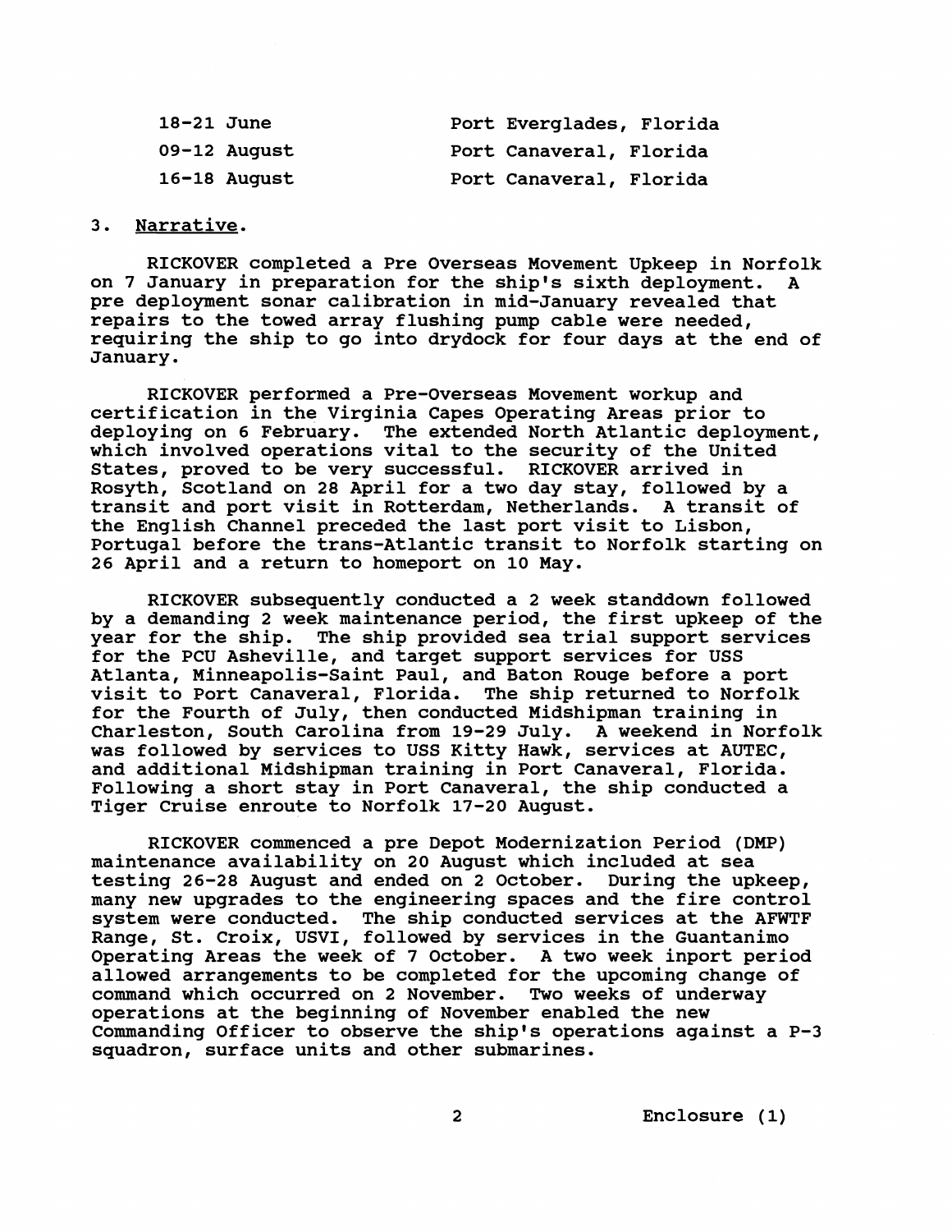| | |
|---|---|
| 18-21 June | Port Everglades, Florida |
| 09-12 August | Port Canaveral, Florida |
| 16-18 August | Port Canaveral, Florida |

3. Narrative.

RICKOVER completed a Pre Overseas Movement Upkeep in Norfolk on 7 January in preparation for the ship's sixth deployment. A pre deployment sonar calibration in mid-January revealed that repairs to the towed array flushing pump cable were needed, requiring the ship to go into drydock for four days at the end of January.

RICKOVER performed a Pre-Overseas Movement workup and certification in the Virginia Capes Operating Areas prior to deploying on 6 February. The extended North Atlantic deployment, which involved operations vital to the security of the United States, proved to be very successful. RICKOVER arrived in Rosyth, Scotland on 28 April for a two day stay, followed by a transit and port visit in Rotterdam, Netherlands. A transit of the English Channel preceded the last port visit to Lisbon, Portugal before the trans-Atlantic transit to Norfolk starting on 26 April and a return to homeport on 10 May.

RICKOVER subsequently conducted a 2 week standdown followed by a demanding 2 week maintenance period, the first upkeep of the year for the ship. The ship provided sea trial support services for the PCU Asheville, and target support services for USS Atlanta, Minneapolis-Saint Paul, and Baton Rouge before a port visit to Port Canaveral, Florida. The ship returned to Norfolk for the Fourth of July, then conducted Midshipman training in Charleston, South Carolina from 19-29 July. A weekend in Norfolk was followed by services to USS Kitty Hawk, services at AUTEC, and additional Midshipman training in Port Canaveral, Florida. Following a short stay in Port Canaveral, the ship conducted a Tiger Cruise enroute to Norfolk 17-20 August.

RICKOVER commenced a pre Depot Modernization Period (DMP) maintenance availability on 20 August which included at sea testing 26-28 August and ended on 2 October. During the upkeep, many new upgrades to the engineering spaces and the fire control system were conducted. The ship conducted services at the AFWTF Range, St. Croix, USVI, followed by services in the Guantanimo Operating Areas the week of 7 October. A two week inport period allowed arrangements to be completed for the upcoming change of command which occurred on 2 November. Two weeks of underway operations at the beginning of November enabled the new Commanding Officer to observe the ship's operations against a P-3 squadron, surface units and other submarines.

Enclosure (1)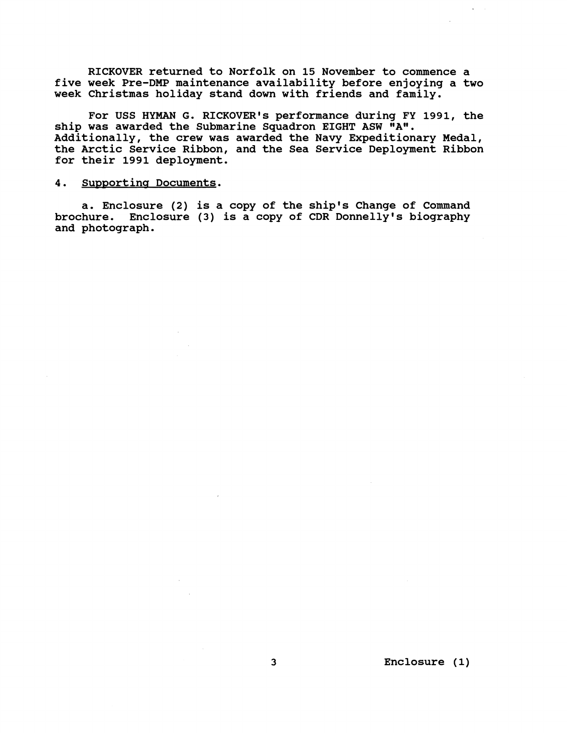RICKOVER returned to Norfolk on 15 November to commence a five week Pre-DMP maintenance availability before enjoying a two week Christmas holiday stand down with friends and family.

For USS HYMAN G. RICKOVER's performance during FY 1991, the ship was awarded the Submarine Squadron EIGHT ASW "A". Additionally, the crew was awarded the Navy Expeditionary Medal, the Arctic Service Ribbon, and the Sea Service Deployment Ribbon for their 1991 deployment.

4. Supporting Documents.

a. Enclosure (2) is a copy of the ship's Change of Command brochure. Enclosure (3) is a copy of CDR Donnelly's biography and photograph.

Enclosure (1)